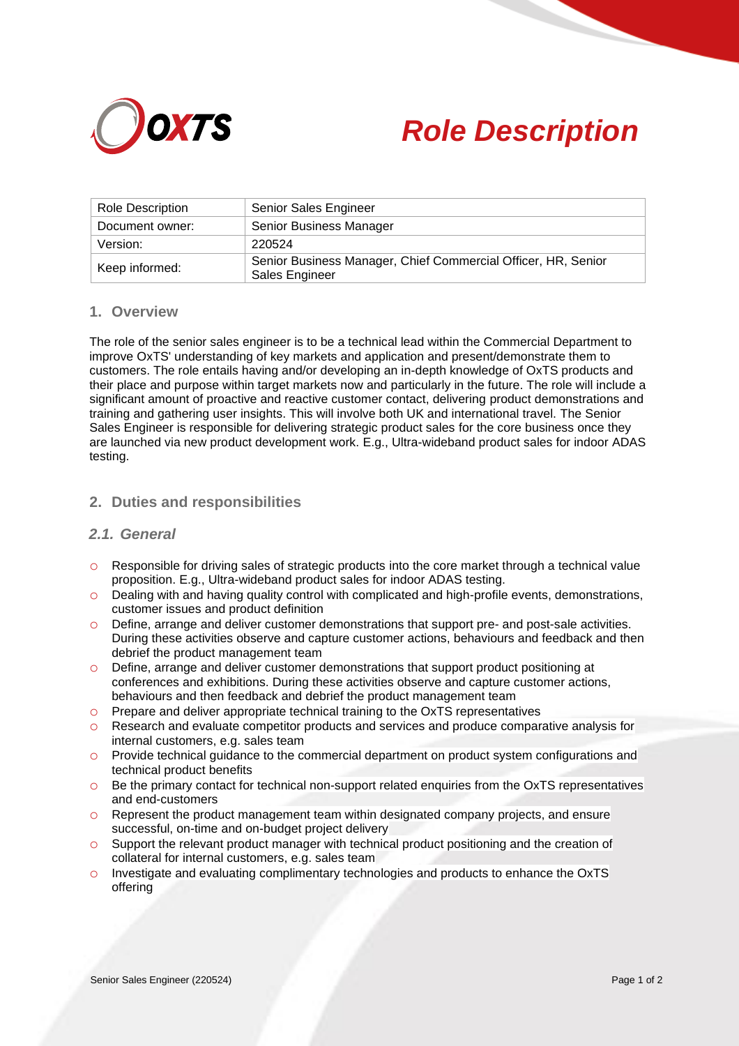# Role Description

| Role Description | Senior Sales Engineer |
| --- | --- |
| Document owner: | Senior Business Manager |
| Version: | 220524 |
| Keep informed: | Senior Business Manager, Chief Commercial Officer, HR, Senior Sales Engineer |

## 1. Overview

The role of the senior sales engineer is to be a technical lead within the Commercial Department to improve OxTS' understanding of key markets and application and present/demonstrate them to customers. The role entails having and/or developing an in-depth knowledge of OxTS products and their place and purpose within target markets now and particularly in the future. The role will include a significant amount of proactive and reactive customer contact, delivering product demonstrations and training and gathering user insights. This will involve both UK and international travel. The Senior Sales Engineer is responsible for delivering strategic product sales for the core business once they are launched via new product development work. E.g., Ultra-wideband product sales for indoor ADAS testing.

## 2. Duties and responsibilities

### *2.1. General*

- Responsible for driving sales of strategic products into the core market through a technical value proposition. E.g., Ultra-wideband product sales for indoor ADAS testing.
- Dealing with and having quality control with complicated and high-profile events, demonstrations, customer issues and product definition
- Define, arrange and deliver customer demonstrations that support pre- and post-sale activities. During these activities observe and capture customer actions, behaviours and feedback and then debrief the product management team
- Define, arrange and deliver customer demonstrations that support product positioning at conferences and exhibitions. During these activities observe and capture customer actions, behaviours and then feedback and debrief the product management team
- Prepare and deliver appropriate technical training to the OxTS representatives
- Research and evaluate competitor products and services and produce comparative analysis for internal customers, e.g. sales team
- Provide technical guidance to the commercial department on product system configurations and technical product benefits
- Be the primary contact for technical non-support related enquiries from the OxTS representatives and end-customers
- Represent the product management team within designated company projects, and ensure successful, on-time and on-budget project delivery
- Support the relevant product manager with technical product positioning and the creation of collateral for internal customers, e.g. sales team
- Investigate and evaluating complimentary technologies and products to enhance the OxTS offering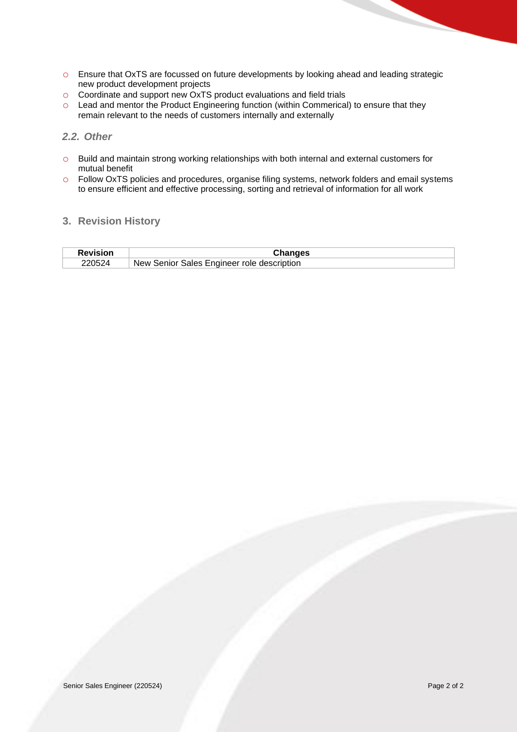- Ensure that OxTS are focussed on future developments by looking ahead and leading strategic new product development projects
- Coordinate and support new OxTS product evaluations and field trials
- Lead and mentor the Product Engineering function (within Commerical) to ensure that they remain relevant to the needs of customers internally and externally

### *2.2. Other*

- Build and maintain strong working relationships with both internal and external customers for mutual benefit
- Follow OxTS policies and procedures, organise filing systems, network folders and email systems to ensure efficient and effective processing, sorting and retrieval of information for all work

## 3. Revision History

| Revision | Changes |
|---|---|
| 220524 | New Senior Sales Engineer role description |